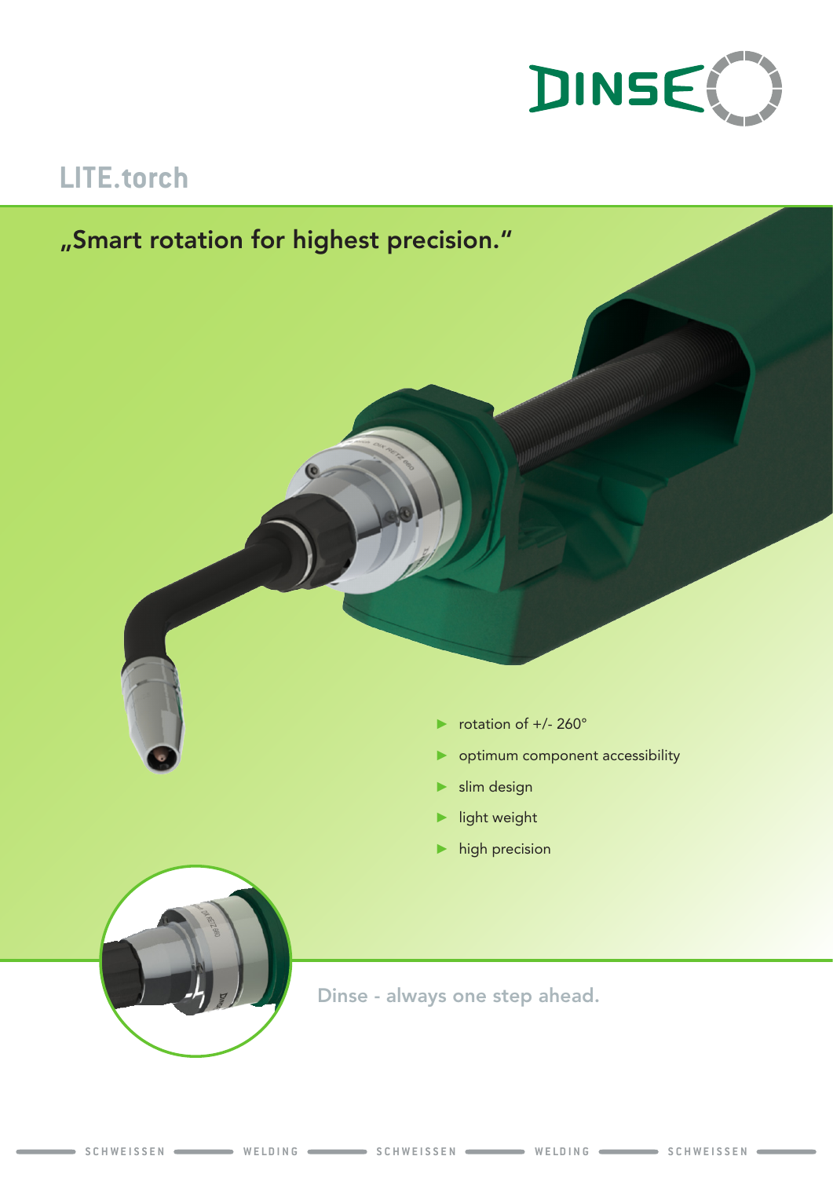# LITE.torch

## „Smart rotation for highest precision."

- rotation of +/- 260°
- optimum component accessibility
- slim design
- light weight
- high precision

Dinse - always one step ahead.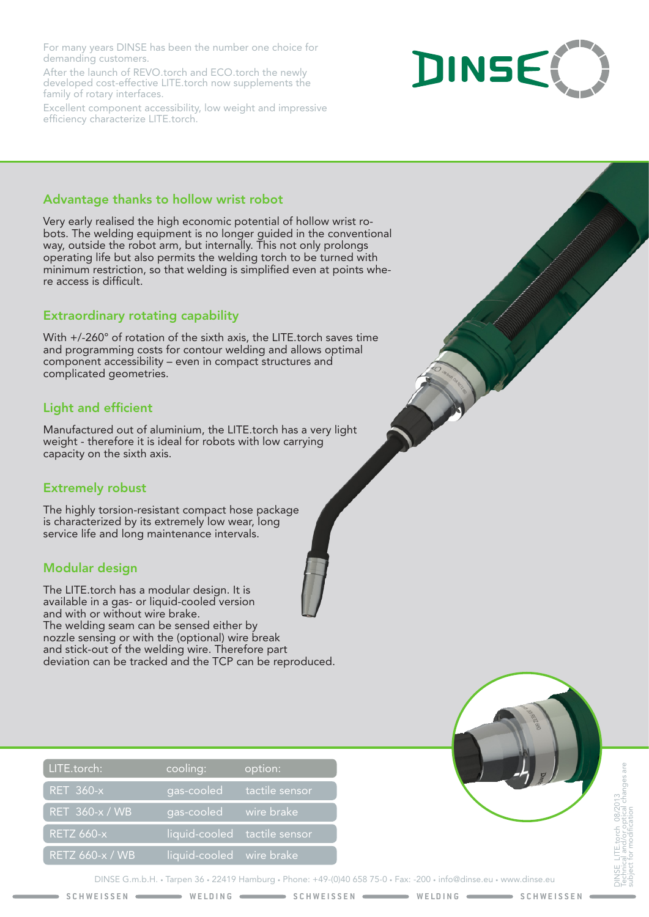For many years DINSE has been the number one choice for demanding customers.

After the launch of REVO.torch and ECO.torch the newly developed cost-effective LITE.torch now supplements the family of rotary interfaces.

Excellent component accessibility, low weight and impressive efficiency characterize LITE.torch.

## Advantage thanks to hollow wrist robot

Very early realised the high economic potential of hollow wrist robots. The welding equipment is no longer guided in the conventional way, outside the robot arm, but internally. This not only prolongs operating life but also permits the welding torch to be turned with minimum restriction, so that welding is simplified even at points where access is difficult.

## Extraordinary rotating capability

With +/-260° of rotation of the sixth axis, the LITE.torch saves time and programming costs for contour welding and allows optimal component accessibility – even in compact structures and complicated geometries.

## Light and efficient

Manufactured out of aluminium, the LITE.torch has a very light weight - therefore it is ideal for robots with low carrying capacity on the sixth axis.

## Extremely robust

The highly torsion-resistant compact hose package is characterized by its extremely low wear, long service life and long maintenance intervals.

## Modular design

The LITE.torch has a modular design. It is available in a gas- or liquid-cooled version and with or without wire brake.
The welding seam can be sensed either by nozzle sensing or with the (optional) wire break and stick-out of the welding wire. Therefore part deviation can be tracked and the TCP can be reproduced.

| LITE.torch: | cooling: | option: |
|---|---|---|
| RET 360-x | gas-cooled | tactile sensor |
| RET 360-x / WB | gas-cooled | wire brake |
| RETZ 660-x | liquid-cooled | tactile sensor |
| RETZ 660-x / WB | liquid-cooled | wire brake |

DINSE_LITE.torch_08/2013
Technical and/or optical changes are subject for modification

DINSE G.m.b.H. • Tarpen 36 • 22419 Hamburg • Phone: +49-(0)40 658 75-0 • Fax: -200 • info@dinse.eu • www.dinse.eu